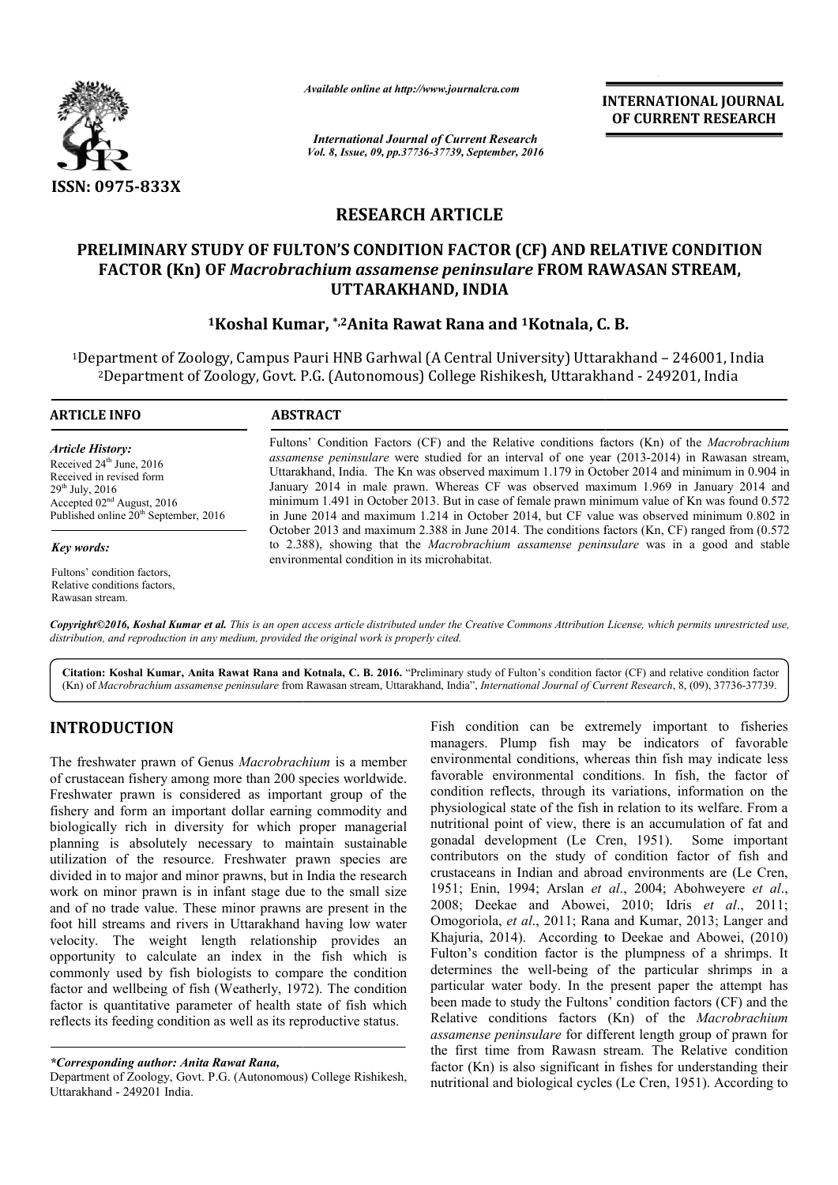*Available online at http://www.journalcra.com*

*International Journal of Current Research*
*Vol. 8, Issue, 09, pp.37736-37739, September, 2016*

**INTERNATIONAL JOURNAL OF CURRENT RESEARCH**

ISSN: 0975-833X

## RESEARCH ARTICLE

# PRELIMINARY STUDY OF FULTON'S CONDITION FACTOR (CF) AND RELATIVE CONDITION FACTOR (Kn) OF *Macrobrachium assamense peninsulare* FROM RAWASAN STREAM, UTTARAKHAND, INDIA

**[1]Koshal Kumar, *,[2]Anita Rawat Rana and [1]Kotnala, C. B.**

[1]Department of Zoology, Campus Pauri HNB Garhwal (A Central University) Uttarakhand – 246001, India
[2]Department of Zoology, Govt. P.G. (Autonomous) College Rishikesh, Uttarakhand - 249201, India

### ARTICLE INFO

*Article History:*
Received 24th June, 2016
Received in revised form 29th July, 2016
Accepted 02nd August, 2016
Published online 20th September, 2016

*Key words:*
Fultons' condition factors,
Relative conditions factors,
Rawasan stream.

### ABSTRACT

Fultons' Condition Factors (CF) and the Relative conditions factors (Kn) of the *Macrobrachium assamense peninsulare* were studied for an interval of one year (2013-2014) in Rawasan stream, Uttarakhand, India. The Kn was observed maximum 1.179 in October 2014 and minimum in 0.904 in January 2014 in male prawn. Whereas CF was observed maximum 1.969 in January 2014 and minimum 1.491 in October 2013. But in case of female prawn minimum value of Kn was found 0.572 in June 2014 and maximum 1.214 in October 2014, but CF value was observed minimum 0.802 in October 2013 and maximum 2.388 in June 2014. The conditions factors (Kn, CF) ranged from (0.572 to 2.388), showing that the *Macrobrachium assamense peninsulare* was in a good and stable environmental condition in its microhabitat.

*Copyright©2016, Koshal Kumar et al. This is an open access article distributed under the Creative Commons Attribution License, which permits unrestricted use, distribution, and reproduction in any medium, provided the original work is properly cited.*

**Citation: Koshal Kumar, Anita Rawat Rana and Kotnala, C. B. 2016.** "Preliminary study of Fulton's condition factor (CF) and relative condition factor (Kn) of *Macrobrachium assamense peninsulare* from Rawasan stream, Uttarakhand, India", *International Journal of Current Research*, 8, (09), 37736-37739.

## INTRODUCTION

The freshwater prawn of Genus *Macrobrachium* is a member of crustacean fishery among more than 200 species worldwide. Freshwater prawn is considered as important group of the fishery and form an important dollar earning commodity and biologically rich in diversity for which proper managerial planning is absolutely necessary to maintain sustainable utilization of the resource. Freshwater prawn species are divided in to major and minor prawns, but in India the research work on minor prawn is in infant stage due to the small size and of no trade value. These minor prawns are present in the foot hill streams and rivers in Uttarakhand having low water velocity. The weight length relationship provides an opportunity to calculate an index in the fish which is commonly used by fish biologists to compare the condition factor and wellbeing of fish (Weatherly, 1972). The condition factor is quantitative parameter of health state of fish which reflects its feeding condition as well as its reproductive status.

Fish condition can be extremely important to fisheries managers. Plump fish may be indicators of favorable environmental conditions, whereas thin fish may indicate less favorable environmental conditions. In fish, the factor of condition reflects, through its variations, information on the physiological state of the fish in relation to its welfare. From a nutritional point of view, there is an accumulation of fat and gonadal development (Le Cren, 1951). Some important contributors on the study of condition factor of fish and crustaceans in Indian and abroad environments are (Le Cren, 1951; Enin, 1994; Arslan *et al*., 2004; Abohweyere *et al*., 2008; Deekae and Abowei, 2010; Idris *et al*., 2011; Omogoriola, *et al*., 2011; Rana and Kumar, 2013; Langer and Khajuria, 2014). According to Deekae and Abowei, (2010) Fulton's condition factor is the plumpness of a shrimps. It determines the well-being of the particular shrimps in a particular water body. In the present paper the attempt has been made to study the Fultons' condition factors (CF) and the Relative conditions factors (Kn) of the *Macrobrachium assamense peninsulare* for different length group of prawn for the first time from Rawasn stream. The Relative condition factor (Kn) is also significant in fishes for understanding their nutritional and biological cycles (Le Cren, 1951). According to

***Corresponding author: Anita Rawat Rana,**
Department of Zoology, Govt. P.G. (Autonomous) College Rishikesh, Uttarakhand - 249201 India.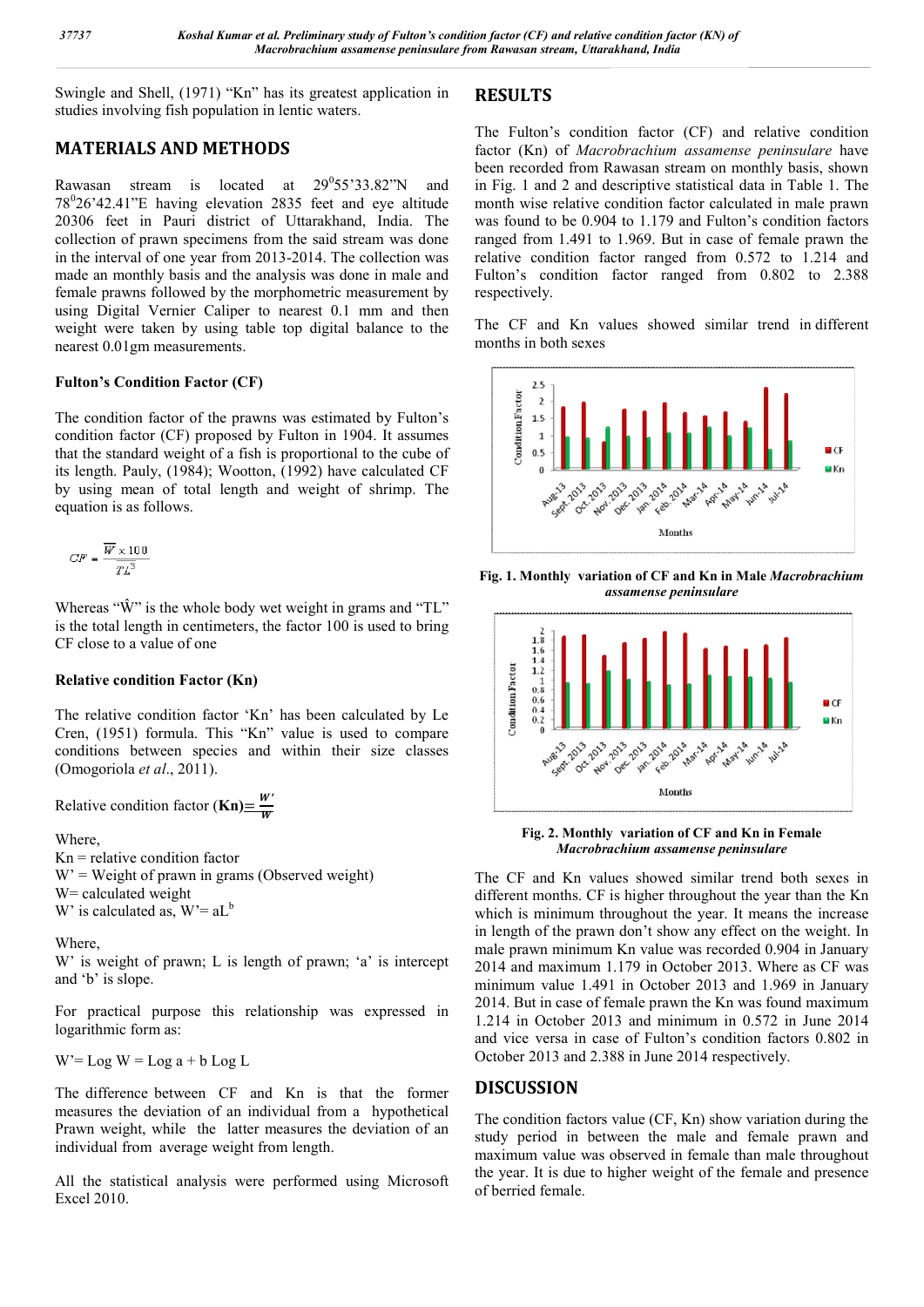Swingle and Shell, (1971) "Kn" has its greatest application in studies involving fish population in lentic waters.

## MATERIALS AND METHODS

Rawasan stream is located at 29°55'33.82"N and 78°26'42.41"E having elevation 2835 feet and eye altitude 20306 feet in Pauri district of Uttarakhand, India. The collection of prawn specimens from the said stream was done in the interval of one year from 2013-2014. The collection was made an monthly basis and the analysis was done in male and female prawns followed by the morphometric measurement by using Digital Vernier Caliper to nearest 0.1 mm and then weight were taken by using table top digital balance to the nearest 0.01gm measurements.

### Fulton's Condition Factor (CF)

The condition factor of the prawns was estimated by Fulton's condition factor (CF) proposed by Fulton in 1904. It assumes that the standard weight of a fish is proportional to the cube of its length. Pauly, (1984); Wootton, (1992) have calculated CF by using mean of total length and weight of shrimp. The equation is as follows.

$$CF = \frac{\overline{W} \times 100}{TL^3}$$

Whereas "$\hat{W}$" is the whole body wet weight in grams and "TL" is the total length in centimeters, the factor 100 is used to bring CF close to a value of one

### Relative condition Factor (Kn)

The relative condition factor 'Kn' has been calculated by Le Cren, (1951) formula. This "Kn" value is used to compare conditions between species and within their size classes (Omogoriola *et al*., 2011).

Relative condition factor (**Kn**)$= \frac{W'}{W}$

Where,
Kn = relative condition factor
W' = Weight of prawn in grams (Observed weight)
W= calculated weight
W' is calculated as, $W' = aL^b$

Where,
W' is weight of prawn; L is length of prawn; 'a' is intercept and 'b' is slope.

For practical purpose this relationship was expressed in logarithmic form as:

W'= Log W = Log a + b Log L

The difference between CF and Kn is that the former measures the deviation of an individual from a hypothetical Prawn weight, while the latter measures the deviation of an individual from average weight from length.

All the statistical analysis were performed using Microsoft Excel 2010.

## RESULTS

The Fulton's condition factor (CF) and relative condition factor (Kn) of *Macrobrachium assamense peninsulare* have been recorded from Rawasan stream on monthly basis, shown in Fig. 1 and 2 and descriptive statistical data in Table 1. The month wise relative condition factor calculated in male prawn was found to be 0.904 to 1.179 and Fulton's condition factors ranged from 1.491 to 1.969. But in case of female prawn the relative condition factor ranged from 0.572 to 1.214 and Fulton's condition factor ranged from 0.802 to 2.388 respectively.

The CF and Kn values showed similar trend in different months in both sexes

**Fig. 1. Monthly variation of CF and Kn in Male *Macrobrachium assamense peninsulare***

**Fig. 2. Monthly variation of CF and Kn in Female *Macrobrachium assamense peninsulare***

The CF and Kn values showed similar trend both sexes in different months. CF is higher throughout the year than the Kn which is minimum throughout the year. It means the increase in length of the prawn don't show any effect on the weight. In male prawn minimum Kn value was recorded 0.904 in January 2014 and maximum 1.179 in October 2013. Where as CF was minimum value 1.491 in October 2013 and 1.969 in January 2014. But in case of female prawn the Kn was found maximum 1.214 in October 2013 and minimum in 0.572 in June 2014 and vice versa in case of Fulton's condition factors 0.802 in October 2013 and 2.388 in June 2014 respectively.

## DISCUSSION

The condition factors value (CF, Kn) show variation during the study period in between the male and female prawn and maximum value was observed in female than male throughout the year. It is due to higher weight of the female and presence of berried female.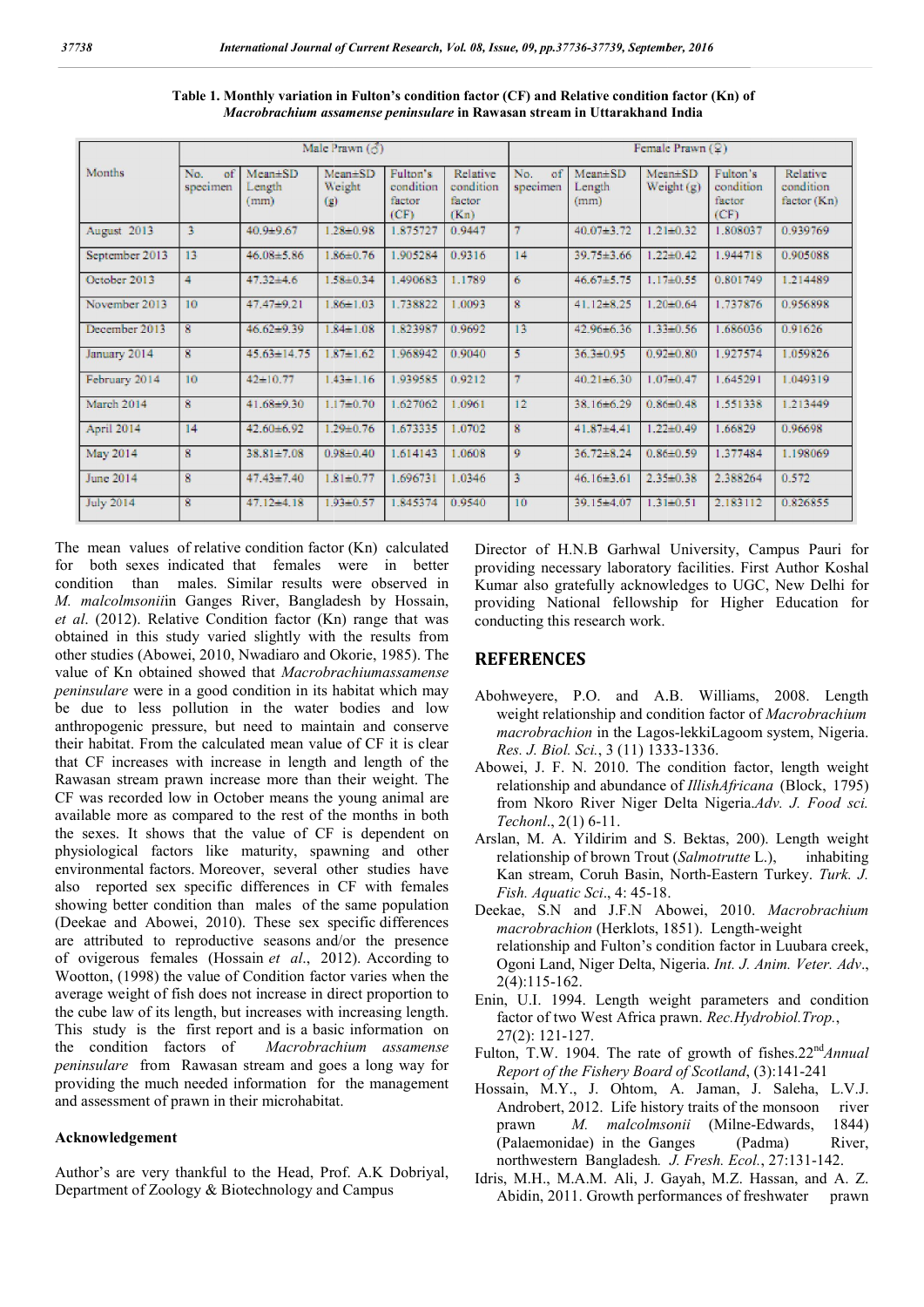**Table 1. Monthly variation in Fulton's condition factor (CF) and Relative condition factor (Kn) of *Macrobrachium assamense peninsulare* in Rawasan stream in Uttarakhand India**

| Months | Male Prawn (♂) | | | | | Female Prawn (♀) | | | | |
|---|---|---|---|---|---|---|---|---|---|---|
| | No. of specimen | Mean±SD Length (mm) | Mean±SD Weight (g) | Fulton's condition factor (CF) | Relative condition factor (Kn) | No. of specimen | Mean±SD Length (mm) | Mean±SD Weight (g) | Fulton's condition factor (CF) | Relative condition factor (Kn) |
| August 2013 | 3 | 40.9±9.67 | 1.28±0.98 | 1.875727 | 0.9447 | 7 | 40.07±3.72 | 1.21±0.32 | 1.808037 | 0.939769 |
| September 2013 | 13 | 46.08±5.86 | 1.86±0.76 | 1.905284 | 0.9316 | 14 | 39.75±3.66 | 1.22±0.42 | 1.944718 | 0.905088 |
| October 2013 | 4 | 47.32±4.6 | 1.58±0.34 | 1.490683 | 1.1789 | 6 | 46.67±5.75 | 1.17±0.55 | 0.801749 | 1.214489 |
| November 2013 | 10 | 47.47±9.21 | 1.86±1.03 | 1.738822 | 1.0093 | 8 | 41.12±8.25 | 1.20±0.64 | 1.737876 | 0.956898 |
| December 2013 | 8 | 46.62±9.39 | 1.84±1.08 | 1.823987 | 0.9692 | 13 | 42.96±6.36 | 1.33±0.56 | 1.686036 | 0.91626 |
| January 2014 | 8 | 45.63±14.75 | 1.87±1.62 | 1.968942 | 0.9040 | 5 | 36.3±0.95 | 0.92±0.80 | 1.927574 | 1.059826 |
| February 2014 | 10 | 42±10.77 | 1.43±1.16 | 1.939585 | 0.9212 | 7 | 40.21±6.30 | 1.07±0.47 | 1.645291 | 1.049319 |
| March 2014 | 8 | 41.68±9.30 | 1.17±0.70 | 1.627062 | 1.0961 | 12 | 38.16±6.29 | 0.86±0.48 | 1.551338 | 1.213449 |
| April 2014 | 14 | 42.60±6.92 | 1.29±0.76 | 1.673335 | 1.0702 | 8 | 41.87±4.41 | 1.22±0.49 | 1.66829 | 0.96698 |
| May 2014 | 8 | 38.81±7.08 | 0.98±0.40 | 1.614143 | 1.0608 | 9 | 36.72±8.24 | 0.86±0.59 | 1.377484 | 1.198069 |
| June 2014 | 8 | 47.43±7.40 | 1.81±0.77 | 1.696731 | 1.0346 | 3 | 46.16±3.61 | 2.35±0.38 | 2.388264 | 0.572 |
| July 2014 | 8 | 47.12±4.18 | 1.93±0.57 | 1.845374 | 0.9540 | 10 | 39.15±4.07 | 1.31±0.51 | 2.183112 | 0.826855 |

The mean values of relative condition factor (Kn) calculated for both sexes indicated that females were in better condition than males. Similar results were observed in *M. malcolmsonii*in Ganges River, Bangladesh by Hossain, *et al*. (2012). Relative Condition factor (Kn) range that was obtained in this study varied slightly with the results from other studies (Abowei, 2010, Nwadiaro and Okorie, 1985). The value of Kn obtained showed that *Macrobrachiumassamense peninsulare* were in a good condition in its habitat which may be due to less pollution in the water bodies and low anthropogenic pressure, but need to maintain and conserve their habitat. From the calculated mean value of CF it is clear that CF increases with increase in length and length of the Rawasan stream prawn increase more than their weight. The CF was recorded low in October means the young animal are available more as compared to the rest of the months in both the sexes. It shows that the value of CF is dependent on physiological factors like maturity, spawning and other environmental factors. Moreover, several other studies have also reported sex specific differences in CF with females showing better condition than males of the same population (Deekae and Abowei, 2010). These sex specific differences are attributed to reproductive seasons and/or the presence of ovigerous females (Hossain *et al*., 2012). According to Wootton, (1998) the value of Condition factor varies when the average weight of fish does not increase in direct proportion to the cube law of its length, but increases with increasing length. This study is the first report and is a basic information on the condition factors of *Macrobrachium assamense peninsulare* from Rawasan stream and goes a long way for providing the much needed information for the management and assessment of prawn in their microhabitat.

### Acknowledgement

Author's are very thankful to the Head, Prof. A.K Dobriyal, Department of Zoology & Biotechnology and Campus Director of H.N.B Garhwal University, Campus Pauri for providing necessary laboratory facilities. First Author Koshal Kumar also gratefully acknowledges to UGC, New Delhi for providing National fellowship for Higher Education for conducting this research work.

## REFERENCES

Abohweyere, P.O. and A.B. Williams, 2008. Length weight relationship and condition factor of *Macrobrachium macrobrachion* in the Lagos-lekkiLagoom system, Nigeria. *Res. J. Biol. Sci.*, 3 (11) 1333-1336.

Abowei, J. F. N. 2010. The condition factor, length weight relationship and abundance of *IllishAfricana* (Block, 1795) from Nkoro River Niger Delta Nigeria.*Adv. J. Food sci. Techonl*., 2(1) 6-11.

Arslan, M. A. Yildirim and S. Bektas, 200). Length weight relationship of brown Trout (*Salmotrutte* L.), inhabiting Kan stream, Coruh Basin, North-Eastern Turkey. *Turk. J. Fish. Aquatic Sci*., 4: 45-18.

Deekae, S.N and J.F.N Abowei, 2010. *Macrobrachium macrobrachion* (Herklots, 1851). Length-weight relationship and Fulton's condition factor in Luubara creek, Ogoni Land, Niger Delta, Nigeria. *Int. J. Anim. Veter. Adv*., 2(4):115-162.

Enin, U.I. 1994. Length weight parameters and condition factor of two West Africa prawn. *Rec.Hydrobiol.Trop.*, 27(2): 121-127.

Fulton, T.W. 1904. The rate of growth of fishes.22nd*Annual Report of the Fishery Board of Scotland*, (3):141-241

Hossain, M.Y., J. Ohtom, A. Jaman, J. Saleha, L.V.J. Androbert, 2012. Life history traits of the monsoon river prawn *M. malcolmsonii* (Milne-Edwards, 1844) (Palaemonidae) in the Ganges (Padma) River, northwestern Bangladesh*. J. Fresh. Ecol.*, 27:131-142.

Idris, M.H., M.A.M. Ali, J. Gayah, M.Z. Hassan, and A. Z. Abidin, 2011. Growth performances of freshwater prawn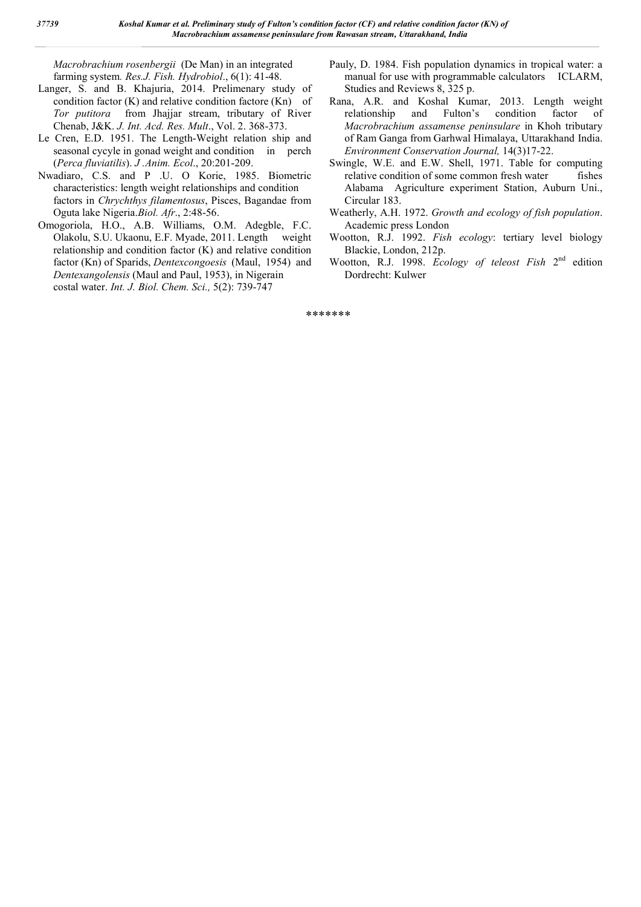*Macrobrachium rosenbergii* (De Man) in an integrated farming system. *Res.J. Fish. Hydrobiol*., 6(1): 41-48.

Langer, S. and B. Khajuria, 2014. Prelimenary study of condition factor (K) and relative condition factore (Kn) of *Tor putitora* from Jhajjar stream, tributary of River Chenab, J&K. *J. Int. Acd. Res. Mult*., Vol. 2. 368-373.

Le Cren, E.D. 1951. The Length-Weight relation ship and seasonal cycyle in gonad weight and condition in perch (*Perca fluviatilis*). *J .Anim. Ecol*., 20:201-209.

Nwadiaro, C.S. and P .U. O Korie, 1985. Biometric characteristics: length weight relationships and condition factors in *Chrychthys filamentosus*, Pisces, Bagandae from Oguta lake Nigeria.*Biol. Afr*., 2:48-56.

Omogoriola, H.O., A.B. Williams, O.M. Adegble, F.C. Olakolu, S.U. Ukaonu, E.F. Myade, 2011. Length weight relationship and condition factor (K) and relative condition factor (Kn) of Sparids, *Dentexcongoesis* (Maul, 1954) and *Dentexangolensis* (Maul and Paul, 1953), in Nigerain costal water. *Int. J. Biol. Chem. Sci.,* 5(2): 739-747

Pauly, D. 1984. Fish population dynamics in tropical water: a manual for use with programmable calculators ICLARM, Studies and Reviews 8, 325 p.

Rana, A.R. and Koshal Kumar, 2013. Length weight relationship and Fulton's condition factor of *Macrobrachium assamense peninsulare* in Khoh tributary of Ram Ganga from Garhwal Himalaya, Uttarakhand India. *Environment Conservation Journal,* 14(3)17-22.

Swingle, W.E. and E.W. Shell, 1971. Table for computing relative condition of some common fresh water fishes Alabama Agriculture experiment Station, Auburn Uni., Circular 183.

Weatherly, A.H. 1972. *Growth and ecology of fish population*. Academic press London

Wootton, R.J. 1992. *Fish ecology*: tertiary level biology Blackie, London, 212p.

Wootton, R.J. 1998. *Ecology of teleost Fish* 2nd edition Dordrecht: Kulwer

\*\*\*\*\*\*\*